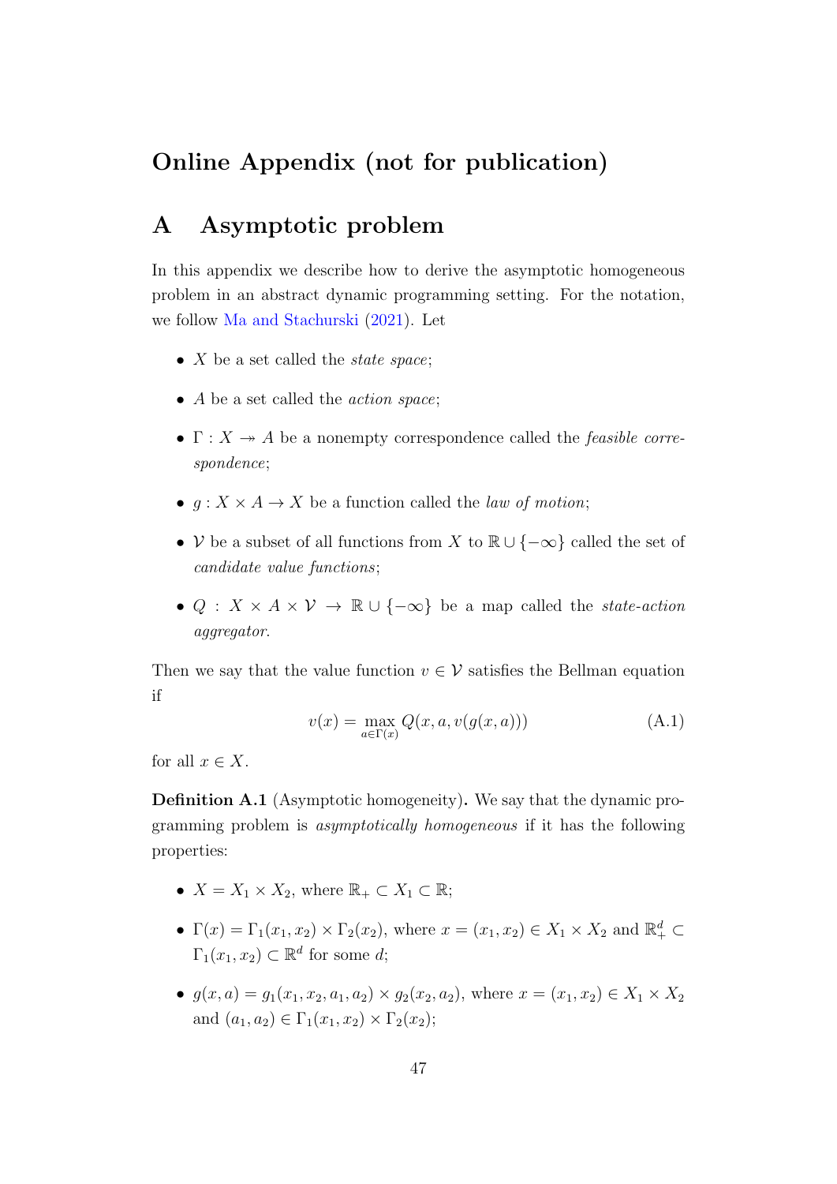# Online Appendix (not for publication)

## A Asymptotic problem

In this appendix we describe how to derive the asymptotic homogeneous problem in an abstract dynamic programming setting. For the notation, we follow Ma and Stachurski (2021). Let

- $X$ be a set called the *state space*;
- $A$ be a set called the *action space*;
- $\Gamma : X \twoheadrightarrow A$ be a nonempty correspondence called the *feasible correspondence*;
- $g : X \times A \to X$ be a function called the *law of motion*;
- $\mathcal{V}$ be a subset of all functions from $X$ to $\mathbb{R} \cup \{-\infty\}$ called the set of *candidate value functions*;
- $Q : X \times A \times \mathcal{V} \to \mathbb{R} \cup \{-\infty\}$ be a map called the *state-action aggregator*.

Then we say that the value function $v \in \mathcal{V}$ satisfies the Bellman equation if

$$v(x) = \max_{a \in \Gamma(x)} Q(x, a, v(g(x, a))) \tag{A.1}$$

for all $x \in X$.

**Definition A.1** (Asymptotic homogeneity)**.** We say that the dynamic programming problem is *asymptotically homogeneous* if it has the following properties:

- $X = X_1 \times X_2$, where $\mathbb{R}_+ \subset X_1 \subset \mathbb{R}$;
- $\Gamma(x) = \Gamma_1(x_1, x_2) \times \Gamma_2(x_2)$, where $x = (x_1, x_2) \in X_1 \times X_2$ and $\mathbb{R}^d_+ \subset \Gamma_1(x_1, x_2) \subset \mathbb{R}^d$ for some $d$;
- $g(x, a) = g_1(x_1, x_2, a_1, a_2) \times g_2(x_2, a_2)$, where $x = (x_1, x_2) \in X_1 \times X_2$ and $(a_1, a_2) \in \Gamma_1(x_1, x_2) \times \Gamma_2(x_2)$;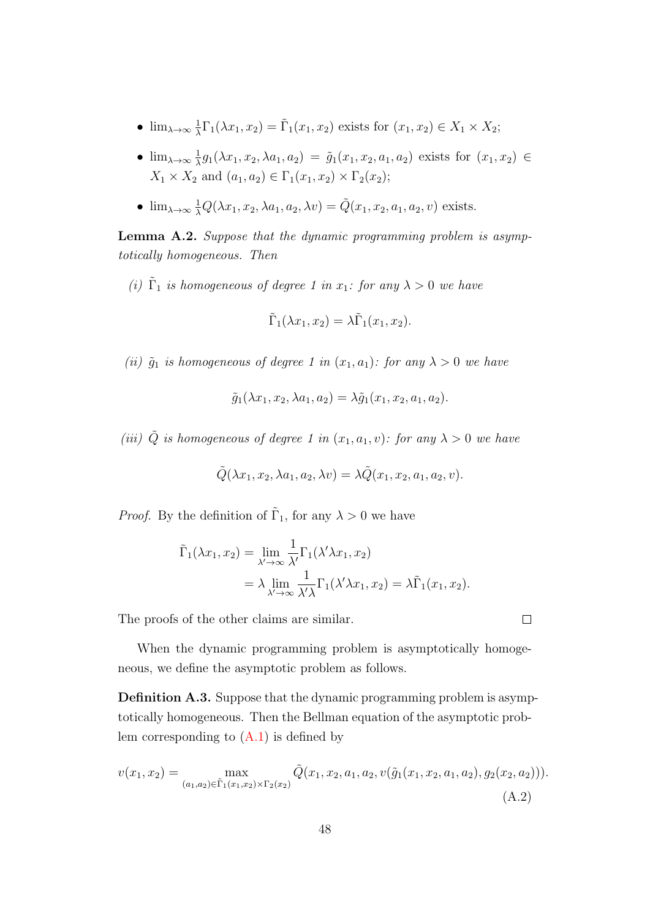- $\lim_{\lambda\to\infty} \frac{1}{\lambda}\Gamma_1(\lambda x_1, x_2) = \tilde{\Gamma}_1(x_1, x_2)$ exists for $(x_1, x_2) \in X_1 \times X_2$;
- $\lim_{\lambda\to\infty} \frac{1}{\lambda} g_1(\lambda x_1, x_2, \lambda a_1, a_2) = \tilde{g}_1(x_1, x_2, a_1, a_2)$ exists for $(x_1, x_2) \in X_1 \times X_2$ and $(a_1, a_2) \in \Gamma_1(x_1, x_2) \times \Gamma_2(x_2)$;
- $\lim_{\lambda\to\infty} \frac{1}{\lambda} Q(\lambda x_1, x_2, \lambda a_1, a_2, \lambda v) = \tilde{Q}(x_1, x_2, a_1, a_2, v)$ exists.

**Lemma A.2.** *Suppose that the dynamic programming problem is asymptotically homogeneous. Then*

*(i)* $\tilde{\Gamma}_1$ *is homogeneous of degree 1 in* $x_1$*: for any* $\lambda > 0$ *we have*

$$\tilde{\Gamma}_1(\lambda x_1, x_2) = \lambda \tilde{\Gamma}_1(x_1, x_2).$$

*(ii)* $\tilde{g}_1$ *is homogeneous of degree 1 in* $(x_1, a_1)$*: for any* $\lambda > 0$ *we have*

$$\tilde{g}_1(\lambda x_1, x_2, \lambda a_1, a_2) = \lambda \tilde{g}_1(x_1, x_2, a_1, a_2).$$

*(iii)* $\tilde{Q}$ *is homogeneous of degree 1 in* $(x_1, a_1, v)$*: for any* $\lambda > 0$ *we have*

$$\tilde{Q}(\lambda x_1, x_2, \lambda a_1, a_2, \lambda v) = \lambda \tilde{Q}(x_1, x_2, a_1, a_2, v).$$

*Proof.* By the definition of $\tilde{\Gamma}_1$, for any $\lambda > 0$ we have

$$\begin{aligned}
\tilde{\Gamma}_1(\lambda x_1, x_2) &= \lim_{\lambda'\to\infty} \frac{1}{\lambda'} \Gamma_1(\lambda' \lambda x_1, x_2) \\
&= \lambda \lim_{\lambda'\to\infty} \frac{1}{\lambda' \lambda} \Gamma_1(\lambda' \lambda x_1, x_2) = \lambda \tilde{\Gamma}_1(x_1, x_2).
\end{aligned}$$

The proofs of the other claims are similar. $\square$

When the dynamic programming problem is asymptotically homogeneous, we define the asymptotic problem as follows.

**Definition A.3.** Suppose that the dynamic programming problem is asymptotically homogeneous. Then the Bellman equation of the asymptotic problem corresponding to (A.1) is defined by

$$v(x_1, x_2) = \max_{(a_1, a_2) \in \tilde{\Gamma}_1(x_1, x_2) \times \Gamma_2(x_2)} \tilde{Q}(x_1, x_2, a_1, a_2, v(\tilde{g}_1(x_1, x_2, a_1, a_2), g_2(x_2, a_2))). \tag{A.2}$$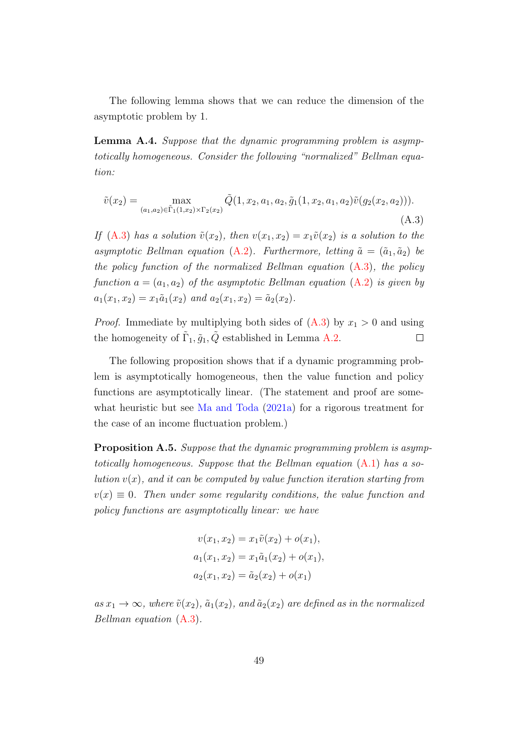The following lemma shows that we can reduce the dimension of the asymptotic problem by 1.

**Lemma A.4.** *Suppose that the dynamic programming problem is asymptotically homogeneous. Consider the following "normalized" Bellman equation:*

$$\tilde{v}(x_2) = \max_{(a_1,a_2)\in\tilde{\Gamma}_1(1,x_2)\times\Gamma_2(x_2)} \tilde{Q}(1, x_2, a_1, a_2, \tilde{g}_1(1, x_2, a_1, a_2)\tilde{v}(g_2(x_2, a_2))). \tag{A.3}$$

*If (A.3) has a solution $\tilde{v}(x_2)$, then $v(x_1, x_2) = x_1\tilde{v}(x_2)$ is a solution to the asymptotic Bellman equation (A.2). Furthermore, letting $\tilde{a} = (\tilde{a}_1, \tilde{a}_2)$ be the policy function of the normalized Bellman equation (A.3), the policy function $a = (a_1, a_2)$ of the asymptotic Bellman equation (A.2) is given by $a_1(x_1, x_2) = x_1\tilde{a}_1(x_2)$ and $a_2(x_1, x_2) = \tilde{a}_2(x_2)$.*

*Proof.* Immediate by multiplying both sides of (A.3) by $x_1 > 0$ and using the homogeneity of $\tilde{\Gamma}_1, \tilde{g}_1, \tilde{Q}$ established in Lemma A.2. □

The following proposition shows that if a dynamic programming problem is asymptotically homogeneous, then the value function and policy functions are asymptotically linear. (The statement and proof are somewhat heuristic but see Ma and Toda (2021a) for a rigorous treatment for the case of an income fluctuation problem.)

**Proposition A.5.** *Suppose that the dynamic programming problem is asymptotically homogeneous. Suppose that the Bellman equation (A.1) has a solution $v(x)$, and it can be computed by value function iteration starting from $v(x) \equiv 0$. Then under some regularity conditions, the value function and policy functions are asymptotically linear: we have*

$$\begin{aligned}
v(x_1, x_2) &= x_1\tilde{v}(x_2) + o(x_1), \\
a_1(x_1, x_2) &= x_1\tilde{a}_1(x_2) + o(x_1), \\
a_2(x_1, x_2) &= \tilde{a}_2(x_2) + o(x_1)
\end{aligned}$$

*as $x_1 \to \infty$, where $\tilde{v}(x_2)$, $\tilde{a}_1(x_2)$, and $\tilde{a}_2(x_2)$ are defined as in the normalized Bellman equation (A.3).*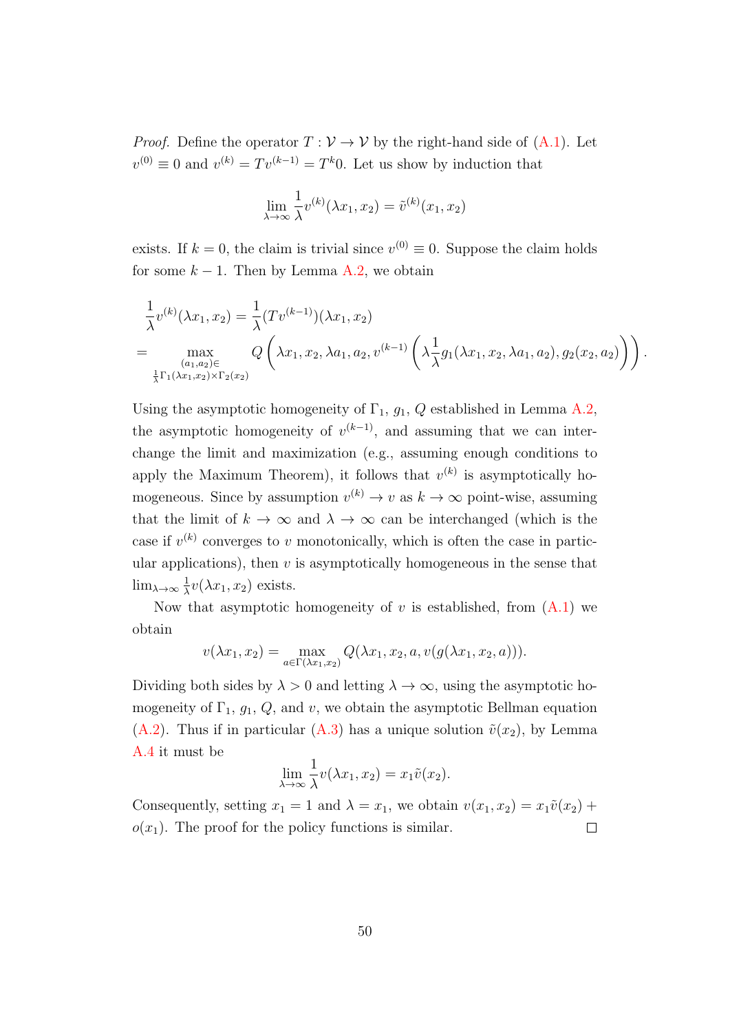*Proof.* Define the operator $T : \mathcal{V} \to \mathcal{V}$ by the right-hand side of (A.1). Let $v^{(0)} \equiv 0$ and $v^{(k)} = Tv^{(k-1)} = T^k 0$. Let us show by induction that

$$\lim_{\lambda \to \infty} \frac{1}{\lambda} v^{(k)}(\lambda x_1, x_2) = \tilde{v}^{(k)}(x_1, x_2)$$

exists. If $k = 0$, the claim is trivial since $v^{(0)} \equiv 0$. Suppose the claim holds for some $k - 1$. Then by Lemma A.2, we obtain

$$\begin{aligned}
&\frac{1}{\lambda} v^{(k)}(\lambda x_1, x_2) = \frac{1}{\lambda}(Tv^{(k-1)})(\lambda x_1, x_2) \\
&= \max_{\substack{(a_1, a_2) \in \\ \frac{1}{\lambda}\Gamma_1(\lambda x_1, x_2) \times \Gamma_2(x_2)}} Q\left(\lambda x_1, x_2, \lambda a_1, a_2, v^{(k-1)}\left(\lambda \frac{1}{\lambda} g_1(\lambda x_1, x_2, \lambda a_1, a_2), g_2(x_2, a_2)\right)\right).
\end{aligned}$$

Using the asymptotic homogeneity of $\Gamma_1$, $g_1$, $Q$ established in Lemma A.2, the asymptotic homogeneity of $v^{(k-1)}$, and assuming that we can interchange the limit and maximization (e.g., assuming enough conditions to apply the Maximum Theorem), it follows that $v^{(k)}$ is asymptotically homogeneous. Since by assumption $v^{(k)} \to v$ as $k \to \infty$ point-wise, assuming that the limit of $k \to \infty$ and $\lambda \to \infty$ can be interchanged (which is the case if $v^{(k)}$ converges to $v$ monotonically, which is often the case in particular applications), then $v$ is asymptotically homogeneous in the sense that $\lim_{\lambda \to \infty} \frac{1}{\lambda} v(\lambda x_1, x_2)$ exists.

Now that asymptotic homogeneity of $v$ is established, from (A.1) we obtain

$$v(\lambda x_1, x_2) = \max_{a \in \Gamma(\lambda x_1, x_2)} Q(\lambda x_1, x_2, a, v(g(\lambda x_1, x_2, a))).$$

Dividing both sides by $\lambda > 0$ and letting $\lambda \to \infty$, using the asymptotic homogeneity of $\Gamma_1$, $g_1$, $Q$, and $v$, we obtain the asymptotic Bellman equation (A.2). Thus if in particular (A.3) has a unique solution $\tilde{v}(x_2)$, by Lemma A.4 it must be

$$\lim_{\lambda \to \infty} \frac{1}{\lambda} v(\lambda x_1, x_2) = x_1 \tilde{v}(x_2).$$

Consequently, setting $x_1 = 1$ and $\lambda = x_1$, we obtain $v(x_1, x_2) = x_1 \tilde{v}(x_2) + o(x_1)$. The proof for the policy functions is similar. $\square$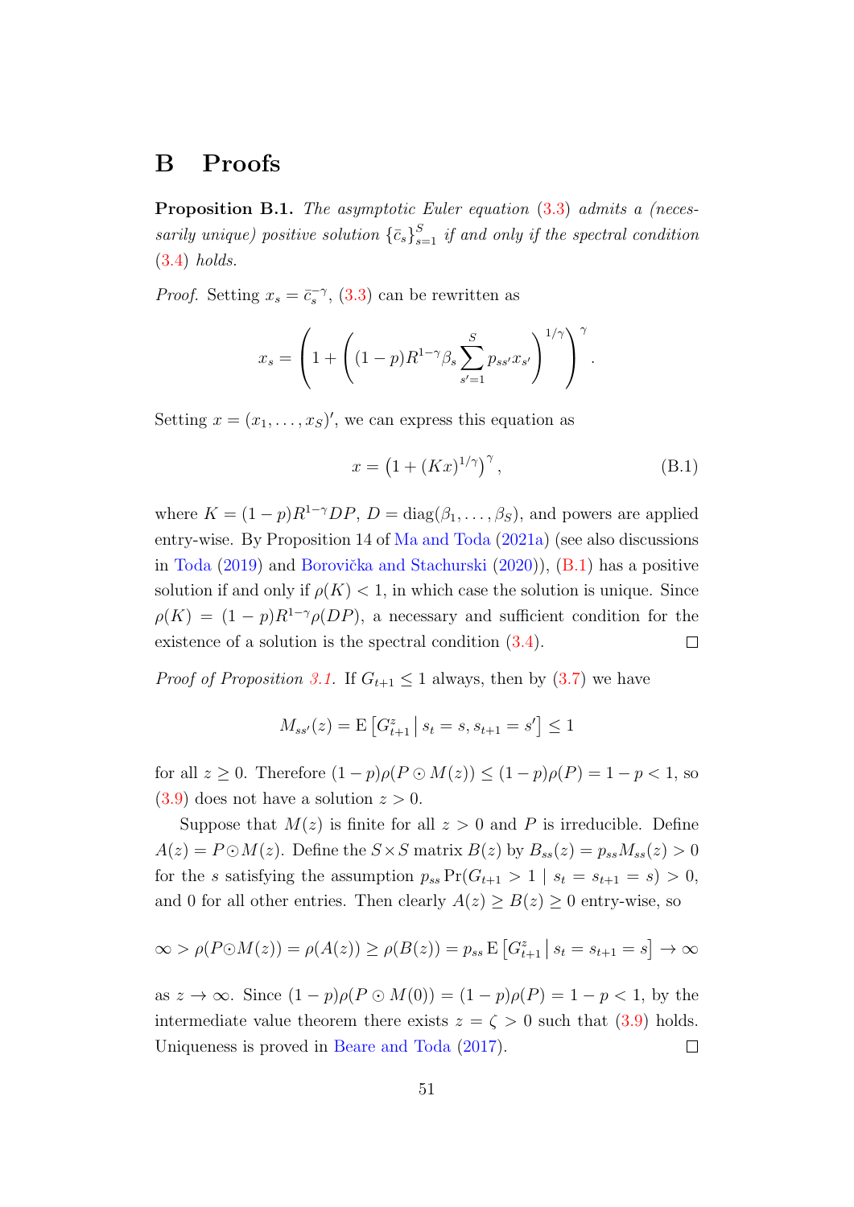# B Proofs

**Proposition B.1.** *The asymptotic Euler equation* (3.3) *admits a (necessarily unique) positive solution* $\{\bar{c}_s\}_{s=1}^S$ *if and only if the spectral condition* (3.4) *holds.*

*Proof.* Setting $x_s = \bar{c}_s^{-\gamma}$, (3.3) can be rewritten as

$$x_s = \left(1 + \left((1-p)R^{1-\gamma}\beta_s \sum_{s'=1}^S p_{ss'}x_{s'}\right)^{1/\gamma}\right)^\gamma.$$

Setting $x = (x_1, \dots, x_S)'$, we can express this equation as

$$x = \left(1 + (Kx)^{1/\gamma}\right)^\gamma, \tag{B.1}$$

where $K = (1-p)R^{1-\gamma}DP$, $D = \operatorname{diag}(\beta_1, \dots, \beta_S)$, and powers are applied entry-wise. By Proposition 14 of Ma and Toda (2021a) (see also discussions in Toda (2019) and Borovička and Stachurski (2020)), (B.1) has a positive solution if and only if $\rho(K) < 1$, in which case the solution is unique. Since $\rho(K) = (1-p)R^{1-\gamma}\rho(DP)$, a necessary and sufficient condition for the existence of a solution is the spectral condition (3.4). ◻

*Proof of Proposition 3.1.* If $G_{t+1} \le 1$ always, then by (3.7) we have

$$M_{ss'}(z) = \mathrm{E}\left[G_{t+1}^z \,\middle|\, s_t = s, s_{t+1} = s'\right] \le 1$$

for all $z \ge 0$. Therefore $(1-p)\rho(P \odot M(z)) \le (1-p)\rho(P) = 1-p < 1$, so (3.9) does not have a solution $z > 0$.

Suppose that $M(z)$ is finite for all $z > 0$ and $P$ is irreducible. Define $A(z) = P \odot M(z)$. Define the $S \times S$ matrix $B(z)$ by $B_{ss}(z) = p_{ss}M_{ss}(z) > 0$ for the $s$ satisfying the assumption $p_{ss}\Pr(G_{t+1} > 1 \mid s_t = s_{t+1} = s) > 0$, and 0 for all other entries. Then clearly $A(z) \ge B(z) \ge 0$ entry-wise, so

$$\infty > \rho(P \odot M(z)) = \rho(A(z)) \ge \rho(B(z)) = p_{ss}\,\mathrm{E}\left[G_{t+1}^z \,\middle|\, s_t = s_{t+1} = s\right] \to \infty$$

as $z \to \infty$. Since $(1-p)\rho(P \odot M(0)) = (1-p)\rho(P) = 1-p < 1$, by the intermediate value theorem there exists $z = \zeta > 0$ such that (3.9) holds. Uniqueness is proved in Beare and Toda (2017). ◻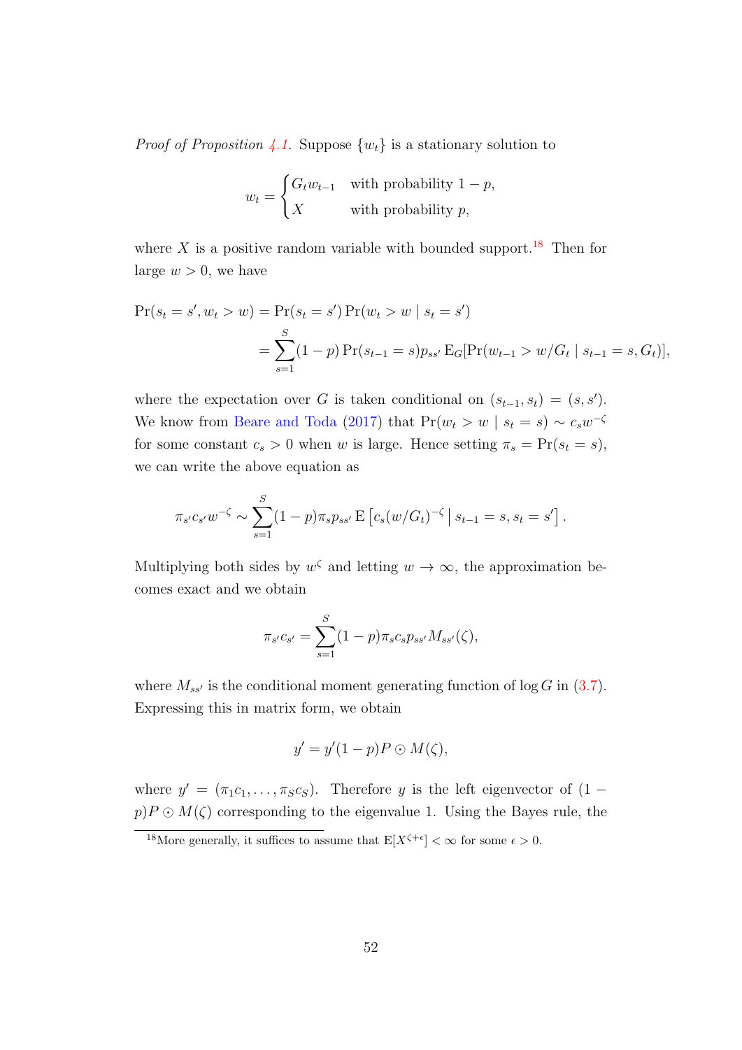*Proof of Proposition 4.1.* Suppose $\{w_t\}$ is a stationary solution to

$$w_t = \begin{cases} G_t w_{t-1} & \text{with probability } 1-p, \\ X & \text{with probability } p, \end{cases}$$

where $X$ is a positive random variable with bounded support.[18] Then for large $w > 0$, we have

$$\begin{aligned} \Pr(s_t = s', w_t > w) &= \Pr(s_t = s') \Pr(w_t > w \mid s_t = s') \\ &= \sum_{s=1}^{S} (1-p) \Pr(s_{t-1} = s) p_{ss'} \operatorname{E}_G[\Pr(w_{t-1} > w/G_t \mid s_{t-1} = s, G_t)], \end{aligned}$$

where the expectation over $G$ is taken conditional on $(s_{t-1}, s_t) = (s, s')$. We know from Beare and Toda (2017) that $\Pr(w_t > w \mid s_t = s) \sim c_s w^{-\zeta}$ for some constant $c_s > 0$ when $w$ is large. Hence setting $\pi_s = \Pr(s_t = s)$, we can write the above equation as

$$\pi_{s'} c_{s'} w^{-\zeta} \sim \sum_{s=1}^{S} (1-p) \pi_s p_{ss'} \operatorname{E}\left[ c_s (w/G_t)^{-\zeta} \,\middle|\, s_{t-1} = s, s_t = s' \right].$$

Multiplying both sides by $w^{\zeta}$ and letting $w \to \infty$, the approximation becomes exact and we obtain

$$\pi_{s'} c_{s'} = \sum_{s=1}^{S} (1-p) \pi_s c_s p_{ss'} M_{ss'}(\zeta),$$

where $M_{ss'}$ is the conditional moment generating function of $\log G$ in (3.7). Expressing this in matrix form, we obtain

$$y' = y'(1-p) P \odot M(\zeta),$$

where $y' = (\pi_1 c_1, \dots, \pi_S c_S)$. Therefore $y$ is the left eigenvector of $(1-p) P \odot M(\zeta)$ corresponding to the eigenvalue 1. Using the Bayes rule, the

[18] More generally, it suffices to assume that $\operatorname{E}[X^{\zeta+\epsilon}] < \infty$ for some $\epsilon > 0$.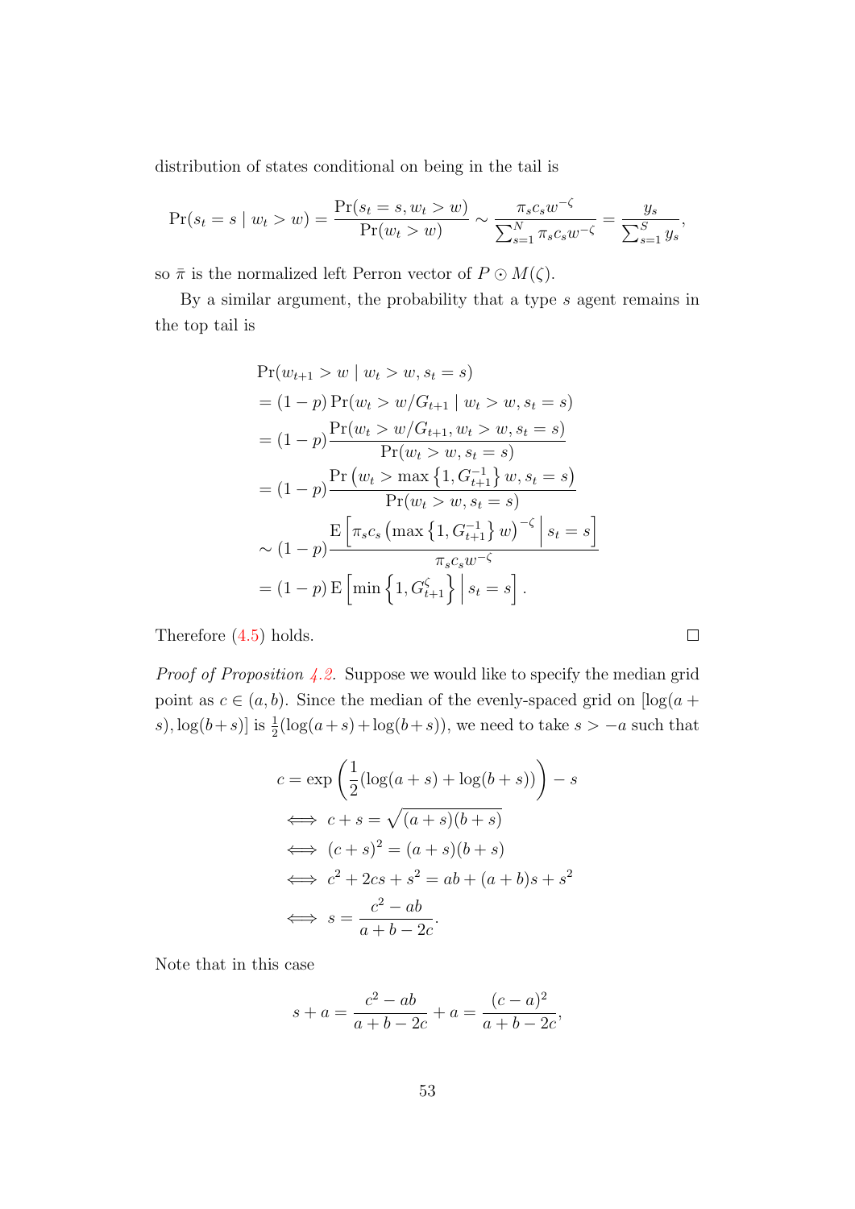distribution of states conditional on being in the tail is

$$\Pr(s_t = s \mid w_t > w) = \frac{\Pr(s_t = s, w_t > w)}{\Pr(w_t > w)} \sim \frac{\pi_s c_s w^{-\zeta}}{\sum_{s=1}^N \pi_s c_s w^{-\zeta}} = \frac{y_s}{\sum_{s=1}^S y_s},$$

so $\bar{\pi}$ is the normalized left Perron vector of $P \odot M(\zeta)$.

By a similar argument, the probability that a type $s$ agent remains in the top tail is

$$\begin{aligned}
&\Pr(w_{t+1} > w \mid w_t > w, s_t = s) \\
&= (1-p)\Pr(w_t > w/G_{t+1} \mid w_t > w, s_t = s) \\
&= (1-p)\frac{\Pr(w_t > w/G_{t+1}, w_t > w, s_t = s)}{\Pr(w_t > w, s_t = s)} \\
&= (1-p)\frac{\Pr\left(w_t > \max\left\{1, G_{t+1}^{-1}\right\} w, s_t = s\right)}{\Pr(w_t > w, s_t = s)} \\
&\sim (1-p)\frac{\mathrm{E}\left[\pi_s c_s \left(\max\left\{1, G_{t+1}^{-1}\right\} w\right)^{-\zeta} \,\middle|\, s_t = s\right]}{\pi_s c_s w^{-\zeta}} \\
&= (1-p)\,\mathrm{E}\left[\min\left\{1, G_{t+1}^{\zeta}\right\} \,\middle|\, s_t = s\right].
\end{aligned}$$

Therefore (4.5) holds. ∎

*Proof of Proposition 4.2.* Suppose we would like to specify the median grid point as $c \in (a, b)$. Since the median of the evenly-spaced grid on $[\log(a+s), \log(b+s)]$ is $\frac{1}{2}(\log(a+s)+\log(b+s))$, we need to take $s > -a$ such that

$$\begin{aligned}
c &= \exp\left(\frac{1}{2}(\log(a+s) + \log(b+s))\right) - s \\
&\iff c + s = \sqrt{(a+s)(b+s)} \\
&\iff (c+s)^2 = (a+s)(b+s) \\
&\iff c^2 + 2cs + s^2 = ab + (a+b)s + s^2 \\
&\iff s = \frac{c^2 - ab}{a+b-2c}.
\end{aligned}$$

Note that in this case

$$s + a = \frac{c^2 - ab}{a+b-2c} + a = \frac{(c-a)^2}{a+b-2c},$$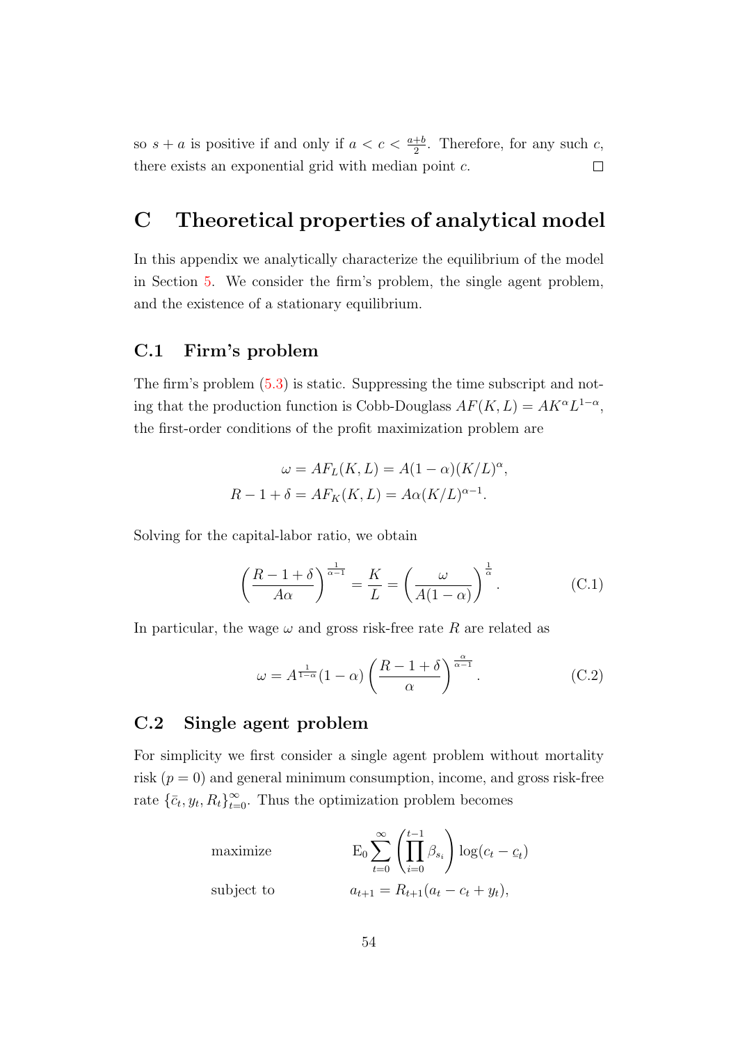so $s + a$ is positive if and only if $a < c < \frac{a+b}{2}$. Therefore, for any such $c$, there exists an exponential grid with median point $c$. $\square$

# C Theoretical properties of analytical model

In this appendix we analytically characterize the equilibrium of the model in Section 5. We consider the firm's problem, the single agent problem, and the existence of a stationary equilibrium.

## C.1 Firm's problem

The firm's problem (5.3) is static. Suppressing the time subscript and noting that the production function is Cobb-Douglass $AF(K, L) = AK^\alpha L^{1-\alpha}$, the first-order conditions of the profit maximization problem are

$$\omega = AF_L(K, L) = A(1 - \alpha)(K/L)^\alpha,$$
$$R - 1 + \delta = AF_K(K, L) = A\alpha(K/L)^{\alpha - 1}.$$

Solving for the capital-labor ratio, we obtain

$$\left(\frac{R - 1 + \delta}{A\alpha}\right)^{\frac{1}{\alpha-1}} = \frac{K}{L} = \left(\frac{\omega}{A(1 - \alpha)}\right)^{\frac{1}{\alpha}}. \tag{C.1}$$

In particular, the wage $\omega$ and gross risk-free rate $R$ are related as

$$\omega = A^{\frac{1}{1-\alpha}}(1 - \alpha)\left(\frac{R - 1 + \delta}{\alpha}\right)^{\frac{\alpha}{\alpha-1}}. \tag{C.2}$$

## C.2 Single agent problem

For simplicity we first consider a single agent problem without mortality risk ($p = 0$) and general minimum consumption, income, and gross risk-free rate $\{\bar{c}_t, y_t, R_t\}_{t=0}^\infty$. Thus the optimization problem becomes

$$\begin{aligned} &\text{maximize} && \mathrm{E}_0 \sum_{t=0}^{\infty} \left(\prod_{i=0}^{t-1} \beta_{s_i}\right) \log(c_t - \underline{c}_t) \\ &\text{subject to} && a_{t+1} = R_{t+1}(a_t - c_t + y_t), \end{aligned}$$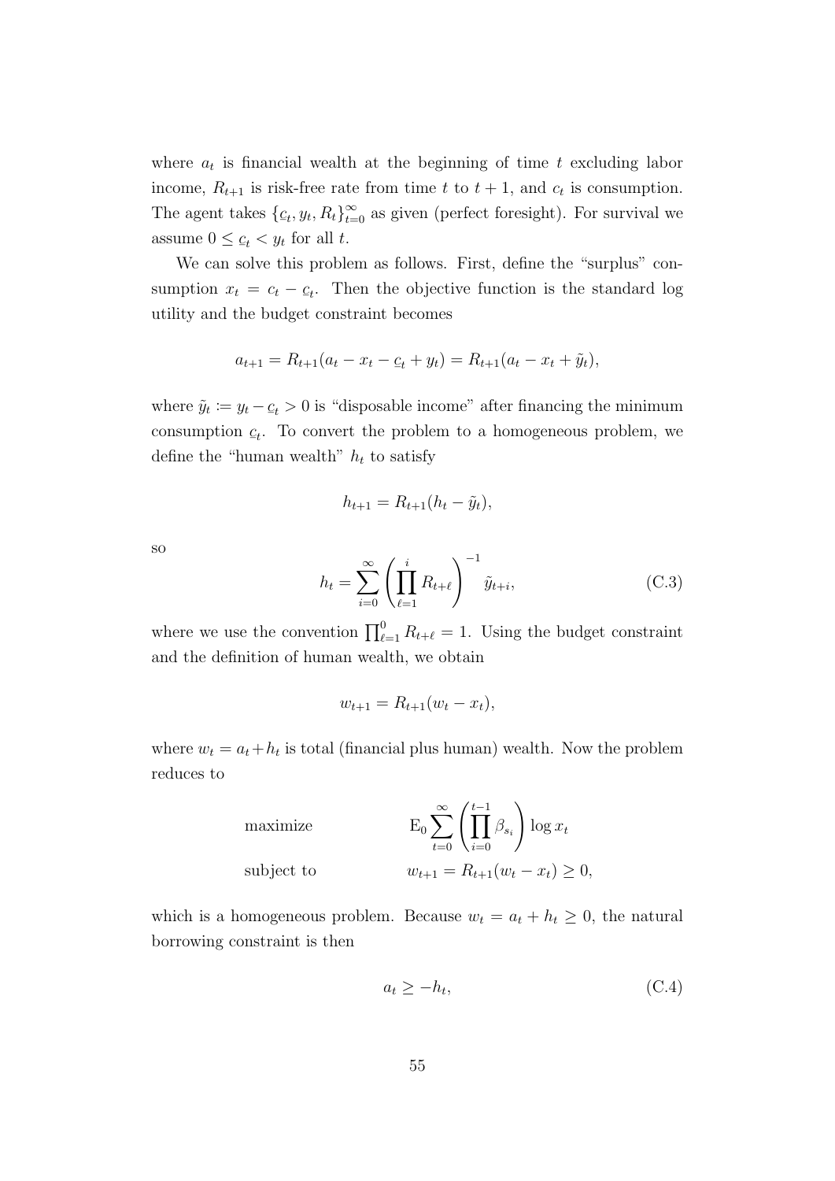where $a_t$ is financial wealth at the beginning of time $t$ excluding labor income, $R_{t+1}$ is risk-free rate from time $t$ to $t+1$, and $c_t$ is consumption. The agent takes $\{\underline{c}_t, y_t, R_t\}_{t=0}^\infty$ as given (perfect foresight). For survival we assume $0 \le \underline{c}_t < y_t$ for all $t$.

We can solve this problem as follows. First, define the "surplus" consumption $x_t = c_t - \underline{c}_t$. Then the objective function is the standard log utility and the budget constraint becomes

$$a_{t+1} = R_{t+1}(a_t - x_t - \underline{c}_t + y_t) = R_{t+1}(a_t - x_t + \tilde{y}_t),$$

where $\tilde{y}_t \coloneqq y_t - \underline{c}_t > 0$ is "disposable income" after financing the minimum consumption $\underline{c}_t$. To convert the problem to a homogeneous problem, we define the "human wealth" $h_t$ to satisfy

$$h_{t+1} = R_{t+1}(h_t - \tilde{y}_t),$$

so

$$h_t = \sum_{i=0}^{\infty} \left( \prod_{\ell=1}^{i} R_{t+\ell} \right)^{-1} \tilde{y}_{t+i}, \tag{C.3}$$

where we use the convention $\prod_{\ell=1}^{0} R_{t+\ell} = 1$. Using the budget constraint and the definition of human wealth, we obtain

$$w_{t+1} = R_{t+1}(w_t - x_t),$$

where $w_t = a_t + h_t$ is total (financial plus human) wealth. Now the problem reduces to

$$\begin{aligned} &\text{maximize} && \mathrm{E}_0 \sum_{t=0}^{\infty} \left( \prod_{i=0}^{t-1} \beta_{s_i} \right) \log x_t \\ &\text{subject to} && w_{t+1} = R_{t+1}(w_t - x_t) \ge 0, \end{aligned}$$

which is a homogeneous problem. Because $w_t = a_t + h_t \ge 0$, the natural borrowing constraint is then

$$a_t \ge -h_t, \tag{C.4}$$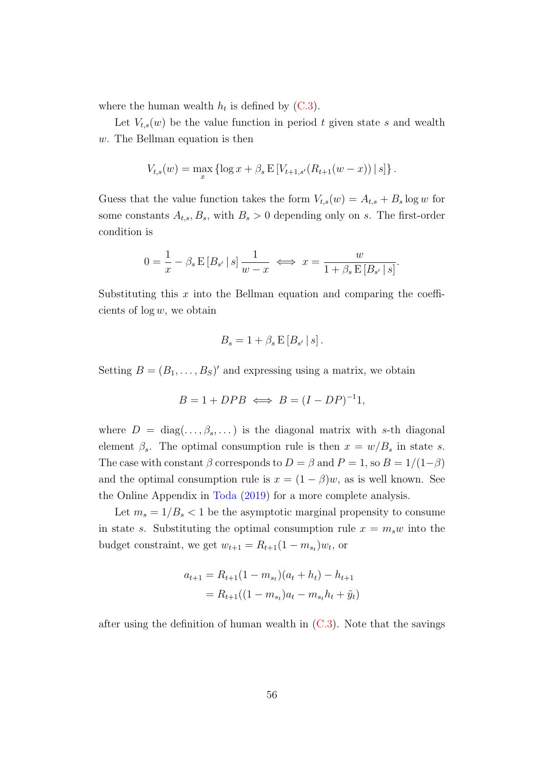where the human wealth $h_t$ is defined by (C.3).

Let $V_{t,s}(w)$ be the value function in period $t$ given state $s$ and wealth $w$. The Bellman equation is then

$$V_{t,s}(w) = \max_x \left\{ \log x + \beta_s \operatorname{E}\left[V_{t+1,s'}(R_{t+1}(w-x)) \,|\, s\right] \right\}.$$

Guess that the value function takes the form $V_{t,s}(w) = A_{t,s} + B_s \log w$ for some constants $A_{t,s}, B_s$, with $B_s > 0$ depending only on $s$. The first-order condition is

$$0 = \frac{1}{x} - \beta_s \operatorname{E}\left[B_{s'} \,|\, s\right] \frac{1}{w-x} \iff x = \frac{w}{1 + \beta_s \operatorname{E}\left[B_{s'} \,|\, s\right]}.$$

Substituting this $x$ into the Bellman equation and comparing the coefficients of $\log w$, we obtain

$$B_s = 1 + \beta_s \operatorname{E}\left[B_{s'} \,|\, s\right].$$

Setting $B = (B_1, \dots, B_S)'$ and expressing using a matrix, we obtain

$$B = 1 + DPB \iff B = (I - DP)^{-1} 1,$$

where $D = \operatorname{diag}(\dots, \beta_s, \dots)$ is the diagonal matrix with $s$-th diagonal element $\beta_s$. The optimal consumption rule is then $x = w/B_s$ in state $s$. The case with constant $\beta$ corresponds to $D = \beta$ and $P = 1$, so $B = 1/(1-\beta)$ and the optimal consumption rule is $x = (1-\beta)w$, as is well known. See the Online Appendix in Toda (2019) for a more complete analysis.

Let $m_s = 1/B_s < 1$ be the asymptotic marginal propensity to consume in state $s$. Substituting the optimal consumption rule $x = m_s w$ into the budget constraint, we get $w_{t+1} = R_{t+1}(1 - m_{s_t}) w_t$, or

$$\begin{aligned} a_{t+1} &= R_{t+1}(1 - m_{s_t})(a_t + h_t) - h_{t+1} \\ &= R_{t+1}((1 - m_{s_t}) a_t - m_{s_t} h_t + \tilde{y}_t) \end{aligned}$$

after using the definition of human wealth in (C.3). Note that the savings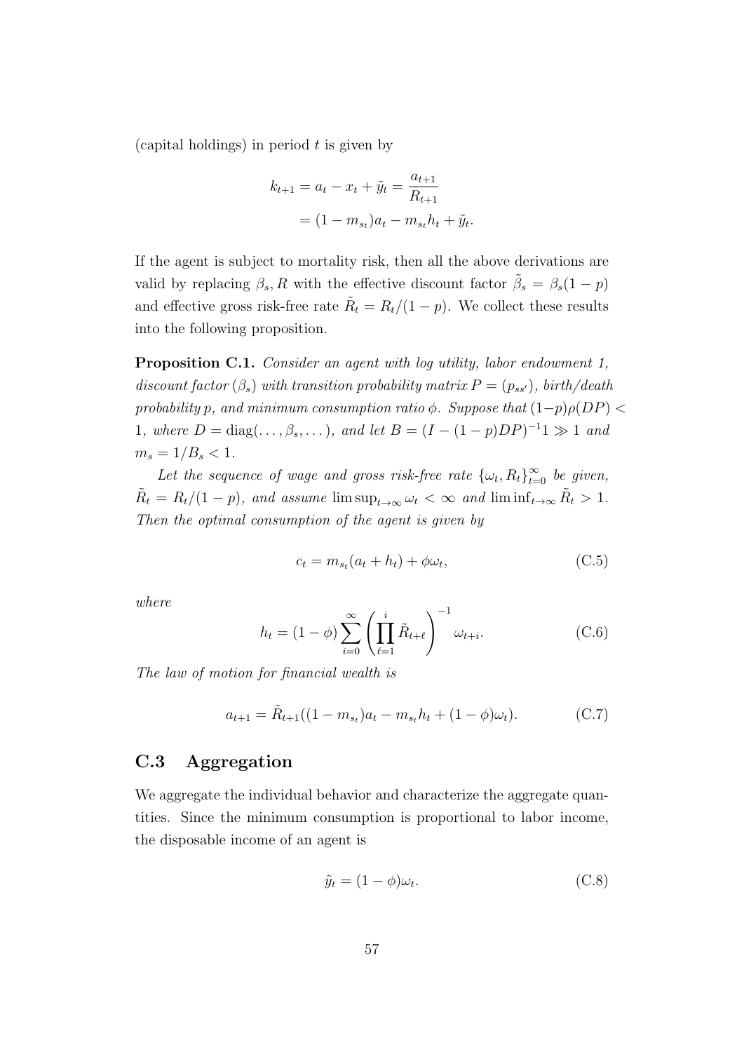(capital holdings) in period $t$ is given by

$$
\begin{aligned}
k_{t+1} = a_t - x_t + \tilde{y}_t &= \frac{a_{t+1}}{R_{t+1}} \\
&= (1 - m_{s_t})a_t - m_{s_t}h_t + \tilde{y}_t.
\end{aligned}
$$

If the agent is subject to mortality risk, then all the above derivations are valid by replacing $\beta_s, R$ with the effective discount factor $\tilde{\beta}_s = \beta_s(1-p)$ and effective gross risk-free rate $\tilde{R}_t = R_t/(1-p)$. We collect these results into the following proposition.

**Proposition C.1.** *Consider an agent with log utility, labor endowment 1, discount factor $(\beta_s)$ with transition probability matrix $P = (p_{ss'})$, birth/death probability $p$, and minimum consumption ratio $\phi$. Suppose that $(1-p)\rho(DP) < 1$, where $D = \operatorname{diag}(\dots, \beta_s, \dots)$, and let $B = (I - (1-p)DP)^{-1}1 \gg 1$ and $m_s = 1/B_s < 1$.*

*Let the sequence of wage and gross risk-free rate $\{\omega_t, R_t\}_{t=0}^{\infty}$ be given, $\tilde{R}_t = R_t/(1-p)$, and assume $\limsup_{t\to\infty} \omega_t < \infty$ and $\liminf_{t\to\infty} \tilde{R}_t > 1$. Then the optimal consumption of the agent is given by*

$$
c_t = m_{s_t}(a_t + h_t) + \phi\omega_t, \tag{C.5}
$$

*where*

$$
h_t = (1-\phi)\sum_{i=0}^{\infty}\left(\prod_{\ell=1}^{i}\tilde{R}_{t+\ell}\right)^{-1}\omega_{t+i}. \tag{C.6}
$$

*The law of motion for financial wealth is*

$$
a_{t+1} = \tilde{R}_{t+1}((1-m_{s_t})a_t - m_{s_t}h_t + (1-\phi)\omega_t). \tag{C.7}
$$

## C.3 Aggregation

We aggregate the individual behavior and characterize the aggregate quantities. Since the minimum consumption is proportional to labor income, the disposable income of an agent is

$$
\tilde{y}_t = (1-\phi)\omega_t. \tag{C.8}
$$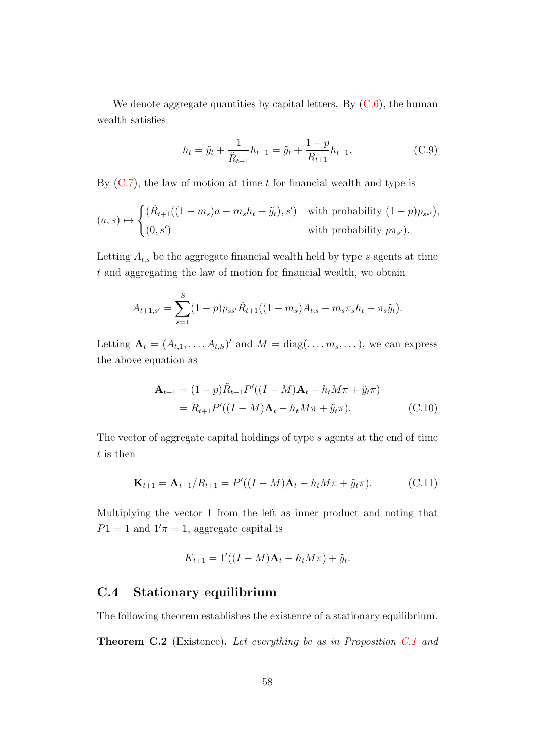We denote aggregate quantities by capital letters. By (C.6), the human wealth satisfies

$$h_t = \tilde{y}_t + \frac{1}{\tilde{R}_{t+1}} h_{t+1} = \tilde{y}_t + \frac{1-p}{R_{t+1}} h_{t+1}. \tag{C.9}$$

By (C.7), the law of motion at time $t$ for financial wealth and type is

$$(a, s) \mapsto \begin{cases} (\tilde{R}_{t+1}((1-m_s)a - m_s h_t + \tilde{y}_t), s') & \text{with probability } (1-p)p_{ss'}), \\ (0, s') & \text{with probability } p\pi_{s'}). \end{cases}$$

Letting $A_{t,s}$ be the aggregate financial wealth held by type $s$ agents at time $t$ and aggregating the law of motion for financial wealth, we obtain

$$A_{t+1,s'} = \sum_{s=1}^{S} (1-p) p_{ss'} \tilde{R}_{t+1}((1-m_s)A_{t,s} - m_s \pi_s h_t + \pi_s \tilde{y}_t).$$

Letting $\mathbf{A}_t = (A_{t,1}, \dots, A_{t,S})'$ and $M = \operatorname{diag}(\dots, m_s, \dots)$, we can express the above equation as

$$\begin{aligned} \mathbf{A}_{t+1} &= (1-p)\tilde{R}_{t+1} P'((I-M)\mathbf{A}_t - h_t M\pi + \tilde{y}_t \pi) \\ &= R_{t+1} P'((I-M)\mathbf{A}_t - h_t M\pi + \tilde{y}_t \pi). \end{aligned} \tag{C.10}$$

The vector of aggregate capital holdings of type $s$ agents at the end of time $t$ is then

$$\mathbf{K}_{t+1} = \mathbf{A}_{t+1}/R_{t+1} = P'((I-M)\mathbf{A}_t - h_t M\pi + \tilde{y}_t \pi). \tag{C.11}$$

Multiplying the vector 1 from the left as inner product and noting that $P1 = 1$ and $1'\pi = 1$, aggregate capital is

$$K_{t+1} = 1'((I-M)\mathbf{A}_t - h_t M\pi) + \tilde{y}_t.$$

## C.4 Stationary equilibrium

The following theorem establishes the existence of a stationary equilibrium.

**Theorem C.2** (Existence)**.** *Let everything be as in Proposition C.1 and*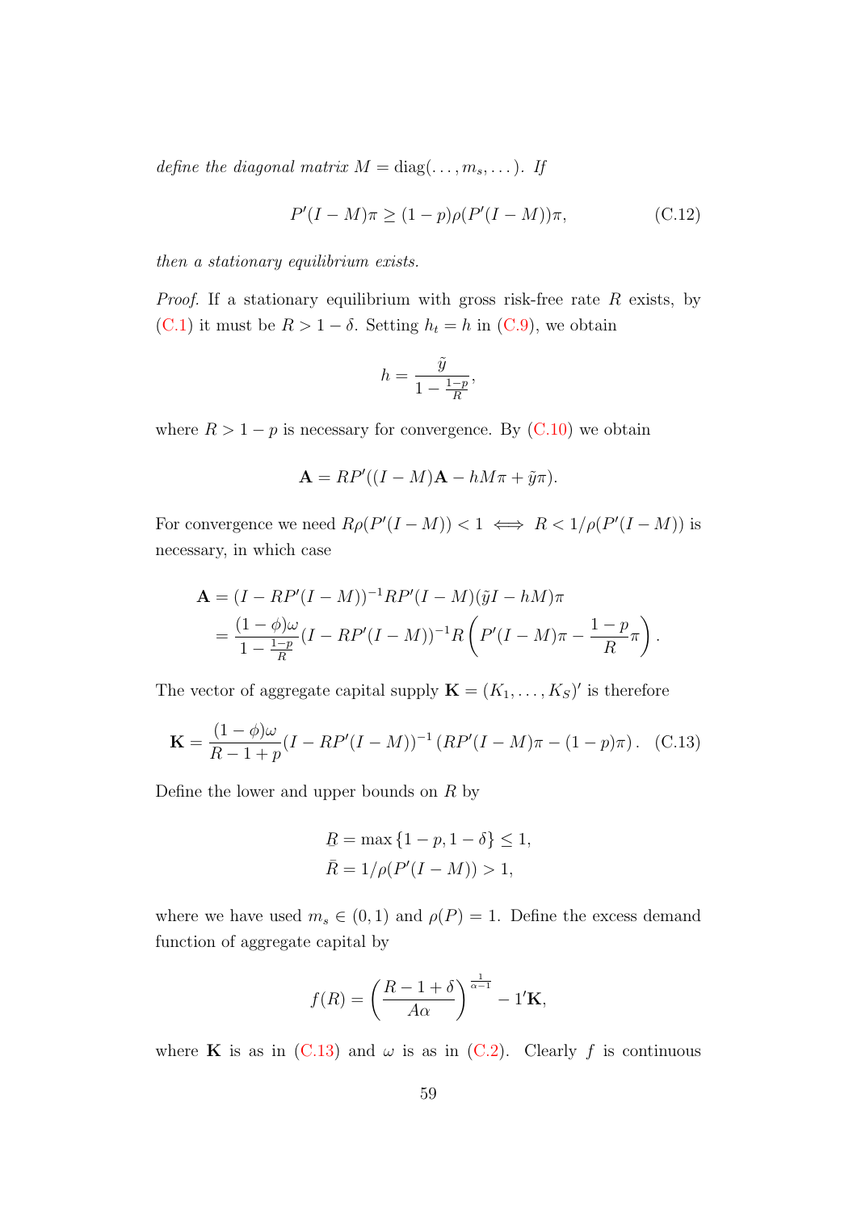*define the diagonal matrix $M = \operatorname{diag}(\dots, m_s, \dots)$. If*

$$P'(I-M)\pi \geq (1-p)\rho(P'(I-M))\pi, \tag{C.12}$$

*then a stationary equilibrium exists.*

*Proof.* If a stationary equilibrium with gross risk-free rate $R$ exists, by (C.1) it must be $R > 1-\delta$. Setting $h_t = h$ in (C.9), we obtain

$$h = \frac{\tilde{y}}{1 - \frac{1-p}{R}},$$

where $R > 1-p$ is necessary for convergence. By (C.10) we obtain

$$\mathbf{A} = RP'((I-M)\mathbf{A} - hM\pi + \tilde{y}\pi).$$

For convergence we need $R\rho(P'(I-M)) < 1 \iff R < 1/\rho(P'(I-M))$ is necessary, in which case

$$\begin{aligned}
\mathbf{A} &= (I - RP'(I-M))^{-1} RP'(I-M)(\tilde{y}I - hM)\pi \\
&= \frac{(1-\phi)\omega}{1-\frac{1-p}{R}} (I - RP'(I-M))^{-1} R \left( P'(I-M)\pi - \frac{1-p}{R}\pi \right).
\end{aligned}$$

The vector of aggregate capital supply $\mathbf{K} = (K_1, \dots, K_S)'$ is therefore

$$\mathbf{K} = \frac{(1-\phi)\omega}{R-1+p} (I - RP'(I-M))^{-1} \left( RP'(I-M)\pi - (1-p)\pi \right). \tag{C.13}$$

Define the lower and upper bounds on $R$ by

$$\begin{aligned}
\underline{R} &= \max\{1-p, 1-\delta\} \leq 1, \\
\bar{R} &= 1/\rho(P'(I-M)) > 1,
\end{aligned}$$

where we have used $m_s \in (0,1)$ and $\rho(P) = 1$. Define the excess demand function of aggregate capital by

$$f(R) = \left( \frac{R-1+\delta}{A\alpha} \right)^{\frac{1}{\alpha-1}} - 1'\mathbf{K},$$

where $\mathbf{K}$ is as in (C.13) and $\omega$ is as in (C.2). Clearly $f$ is continuous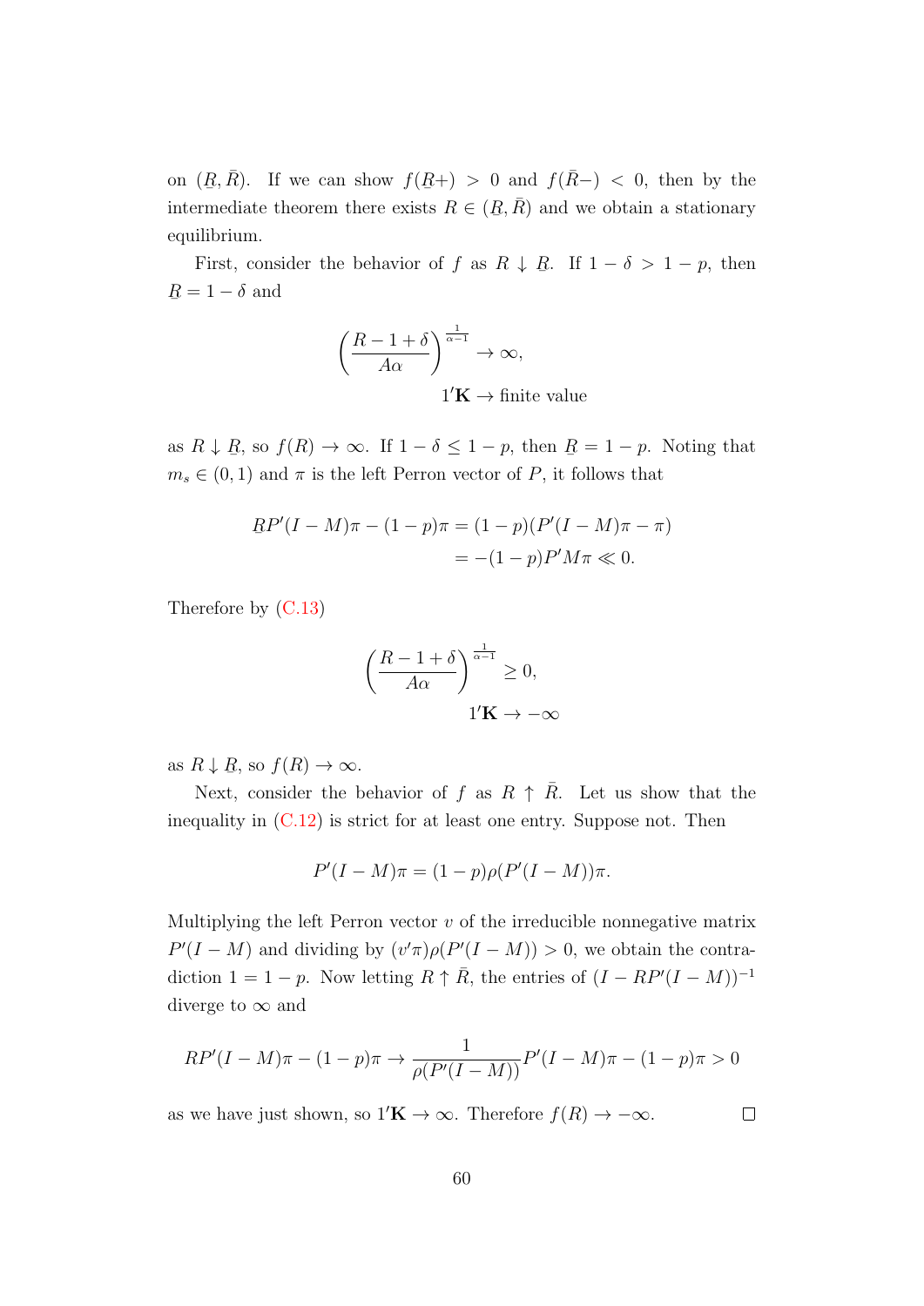on $(\underline{R}, \bar{R})$. If we can show $f(\underline{R}+) > 0$ and $f(\bar{R}-) < 0$, then by the intermediate theorem there exists $R \in (\underline{R}, \bar{R})$ and we obtain a stationary equilibrium.

First, consider the behavior of $f$ as $R \downarrow \underline{R}$. If $1 - \delta > 1 - p$, then $\underline{R} = 1 - \delta$ and

$$\left(\frac{R - 1 + \delta}{A\alpha}\right)^{\frac{1}{\alpha - 1}} \to \infty,$$
$$1'\mathbf{K} \to \text{finite value}$$

as $R \downarrow \underline{R}$, so $f(R) \to \infty$. If $1 - \delta \leq 1 - p$, then $\underline{R} = 1 - p$. Noting that $m_s \in (0, 1)$ and $\pi$ is the left Perron vector of $P$, it follows that

$$\begin{aligned}
\underline{R}P'(I - M)\pi - (1 - p)\pi &= (1 - p)(P'(I - M)\pi - \pi) \\
&= -(1 - p)P'M\pi \ll 0.
\end{aligned}$$

Therefore by (C.13)

$$\left(\frac{R - 1 + \delta}{A\alpha}\right)^{\frac{1}{\alpha - 1}} \geq 0,$$
$$1'\mathbf{K} \to -\infty$$

as $R \downarrow \underline{R}$, so $f(R) \to \infty$.

Next, consider the behavior of $f$ as $R \uparrow \bar{R}$. Let us show that the inequality in (C.12) is strict for at least one entry. Suppose not. Then

$$P'(I - M)\pi = (1 - p)\rho(P'(I - M))\pi.$$

Multiplying the left Perron vector $v$ of the irreducible nonnegative matrix $P'(I - M)$ and dividing by $(v'\pi)\rho(P'(I - M)) > 0$, we obtain the contradiction $1 = 1 - p$. Now letting $R \uparrow \bar{R}$, the entries of $(I - RP'(I - M))^{-1}$ diverge to $\infty$ and

$$RP'(I - M)\pi - (1 - p)\pi \to \frac{1}{\rho(P'(I - M))}P'(I - M)\pi - (1 - p)\pi > 0$$

as we have just shown, so $1'\mathbf{K} \to \infty$. Therefore $f(R) \to -\infty$. $\square$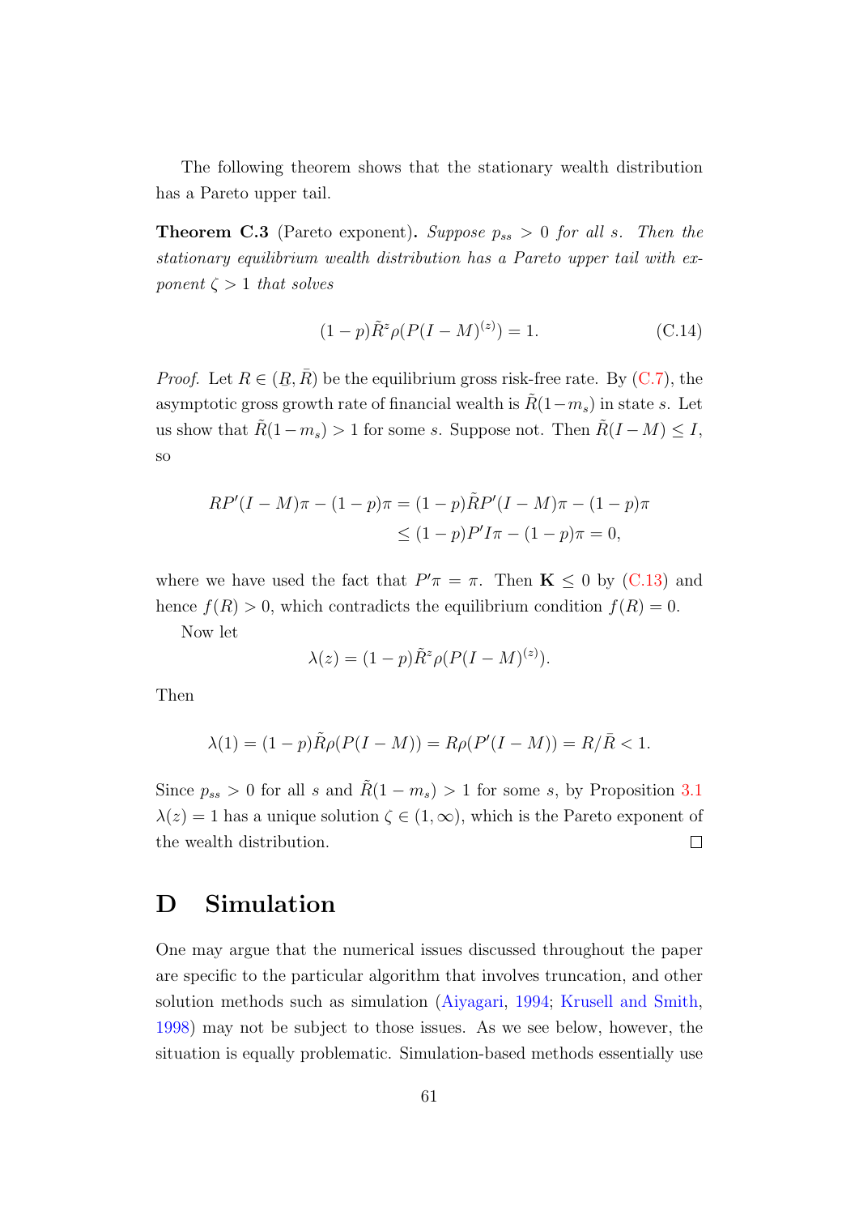The following theorem shows that the stationary wealth distribution has a Pareto upper tail.

**Theorem C.3** (Pareto exponent)**.** *Suppose $p_{ss} > 0$ for all $s$. Then the stationary equilibrium wealth distribution has a Pareto upper tail with exponent $\zeta > 1$ that solves*

$$(1-p)\tilde{R}^z \rho(P(I-M)^{(z)}) = 1. \tag{C.14}$$

*Proof.* Let $R \in (\underline{R}, \bar{R})$ be the equilibrium gross risk-free rate. By (C.7), the asymptotic gross growth rate of financial wealth is $\tilde{R}(1-m_s)$ in state $s$. Let us show that $\tilde{R}(1-m_s) > 1$ for some $s$. Suppose not. Then $\tilde{R}(I-M) \leq I$, so

$$\begin{aligned}
RP'(I-M)\pi - (1-p)\pi &= (1-p)\tilde{R}P'(I-M)\pi - (1-p)\pi \\
&\leq (1-p)P'I\pi - (1-p)\pi = 0,
\end{aligned}$$

where we have used the fact that $P'\pi = \pi$. Then $\mathbf{K} \leq 0$ by (C.13) and hence $f(R) > 0$, which contradicts the equilibrium condition $f(R) = 0$.

Now let

$$\lambda(z) = (1-p)\tilde{R}^z \rho(P(I-M)^{(z)}).$$

Then

$$\lambda(1) = (1-p)\tilde{R}\rho(P(I-M)) = R\rho(P'(I-M)) = R/\bar{R} < 1.$$

Since $p_{ss} > 0$ for all $s$ and $\tilde{R}(1-m_s) > 1$ for some $s$, by Proposition 3.1 $\lambda(z) = 1$ has a unique solution $\zeta \in (1, \infty)$, which is the Pareto exponent of the wealth distribution. $\square$

# D Simulation

One may argue that the numerical issues discussed throughout the paper are specific to the particular algorithm that involves truncation, and other solution methods such as simulation (Aiyagari, 1994; Krusell and Smith, 1998) may not be subject to those issues. As we see below, however, the situation is equally problematic. Simulation-based methods essentially use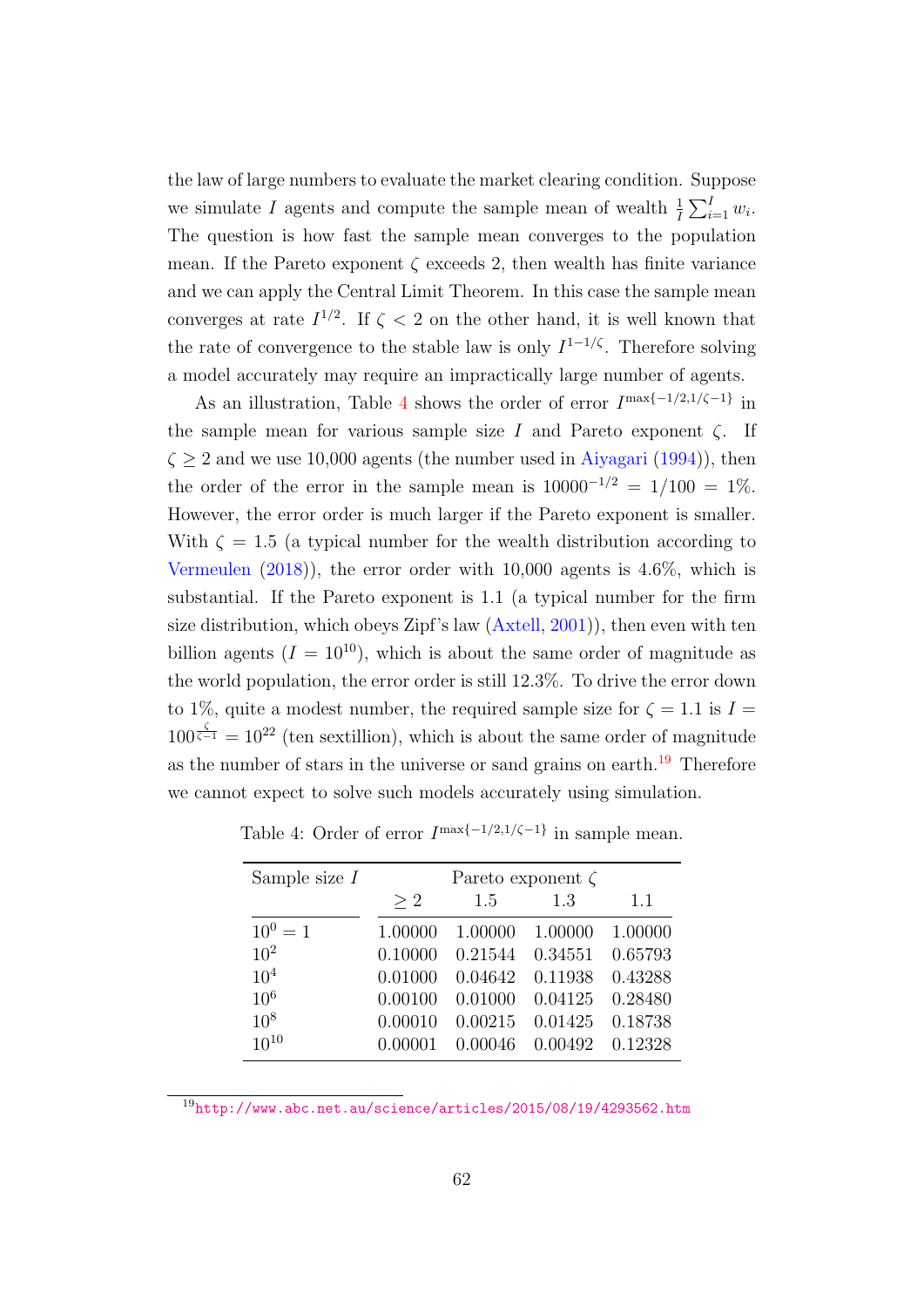the law of large numbers to evaluate the market clearing condition. Suppose we simulate $I$ agents and compute the sample mean of wealth $\frac{1}{I}\sum_{i=1}^{I} w_i$. The question is how fast the sample mean converges to the population mean. If the Pareto exponent $\zeta$ exceeds 2, then wealth has finite variance and we can apply the Central Limit Theorem. In this case the sample mean converges at rate $I^{1/2}$. If $\zeta < 2$ on the other hand, it is well known that the rate of convergence to the stable law is only $I^{1-1/\zeta}$. Therefore solving a model accurately may require an impractically large number of agents.

As an illustration, Table 4 shows the order of error $I^{\max\{-1/2,1/\zeta-1\}}$ in the sample mean for various sample size $I$ and Pareto exponent $\zeta$. If $\zeta \geq 2$ and we use 10,000 agents (the number used in Aiyagari (1994)), then the order of the error in the sample mean is $10000^{-1/2} = 1/100 = 1\%$. However, the error order is much larger if the Pareto exponent is smaller. With $\zeta = 1.5$ (a typical number for the wealth distribution according to Vermeulen (2018)), the error order with 10,000 agents is 4.6%, which is substantial. If the Pareto exponent is 1.1 (a typical number for the firm size distribution, which obeys Zipf's law (Axtell, 2001)), then even with ten billion agents ($I = 10^{10}$), which is about the same order of magnitude as the world population, the error order is still 12.3%. To drive the error down to 1%, quite a modest number, the required sample size for $\zeta = 1.1$ is $I = 100^{\frac{\zeta}{\zeta-1}} = 10^{22}$ (ten sextillion), which is about the same order of magnitude as the number of stars in the universe or sand grains on earth.[19] Therefore we cannot expect to solve such models accurately using simulation.

Table 4: Order of error $I^{\max\{-1/2,1/\zeta-1\}}$ in sample mean.

| Sample size $I$ | Pareto exponent $\zeta$ | | | |
|---|---|---|---|---|
| | $\geq 2$ | 1.5 | 1.3 | 1.1 |
| $10^0 = 1$ | 1.00000 | 1.00000 | 1.00000 | 1.00000 |
| $10^2$ | 0.10000 | 0.21544 | 0.34551 | 0.65793 |
| $10^4$ | 0.01000 | 0.04642 | 0.11938 | 0.43288 |
| $10^6$ | 0.00100 | 0.01000 | 0.04125 | 0.28480 |
| $10^8$ | 0.00010 | 0.00215 | 0.01425 | 0.18738 |
| $10^{10}$ | 0.00001 | 0.00046 | 0.00492 | 0.12328 |

[19] http://www.abc.net.au/science/articles/2015/08/19/4293562.htm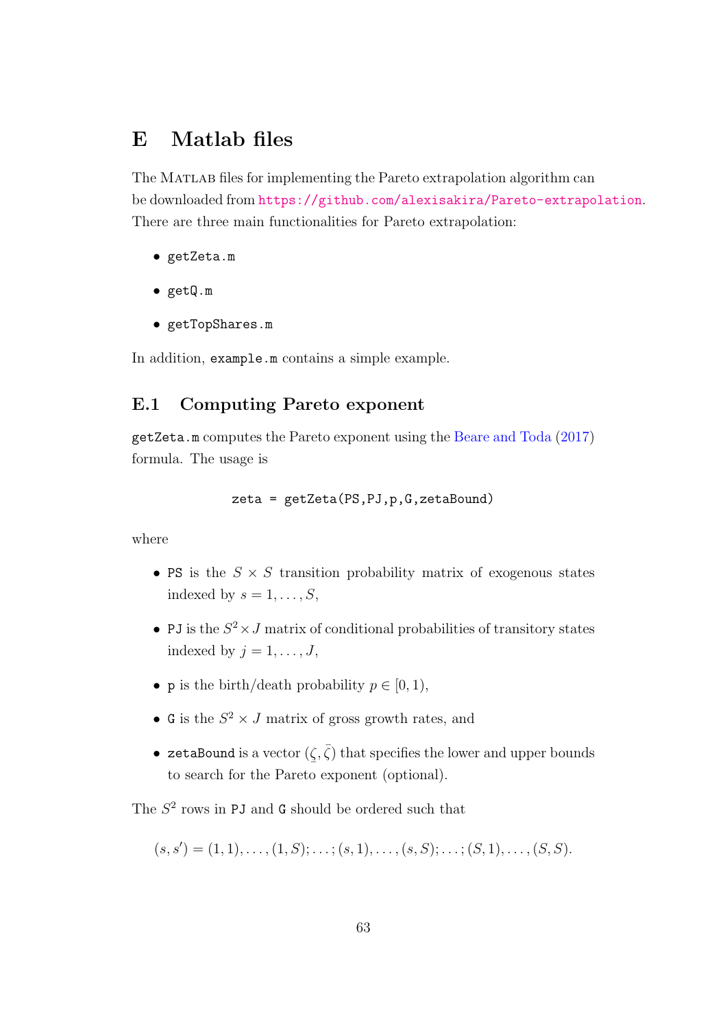# E Matlab files

The MATLAB files for implementing the Pareto extrapolation algorithm can be downloaded from https://github.com/alexisakira/Pareto-extrapolation. There are three main functionalities for Pareto extrapolation:

- `getZeta.m`
- `getQ.m`
- `getTopShares.m`

In addition, `example.m` contains a simple example.

## E.1 Computing Pareto exponent

`getZeta.m` computes the Pareto exponent using the Beare and Toda (2017) formula. The usage is

```
zeta = getZeta(PS,PJ,p,G,zetaBound)
```

where

- `PS` is the $S \times S$ transition probability matrix of exogenous states indexed by $s = 1, \dots, S$,
- `PJ` is the $S^2 \times J$ matrix of conditional probabilities of transitory states indexed by $j = 1, \dots, J$,
- `p` is the birth/death probability $p \in [0, 1)$,
- `G` is the $S^2 \times J$ matrix of gross growth rates, and
- `zetaBound` is a vector $(\underline{\zeta}, \bar{\zeta})$ that specifies the lower and upper bounds to search for the Pareto exponent (optional).

The $S^2$ rows in `PJ` and `G` should be ordered such that

$$(s, s') = (1, 1), \dots, (1, S); \dots ; (s, 1), \dots, (s, S); \dots ; (S, 1), \dots, (S, S).$$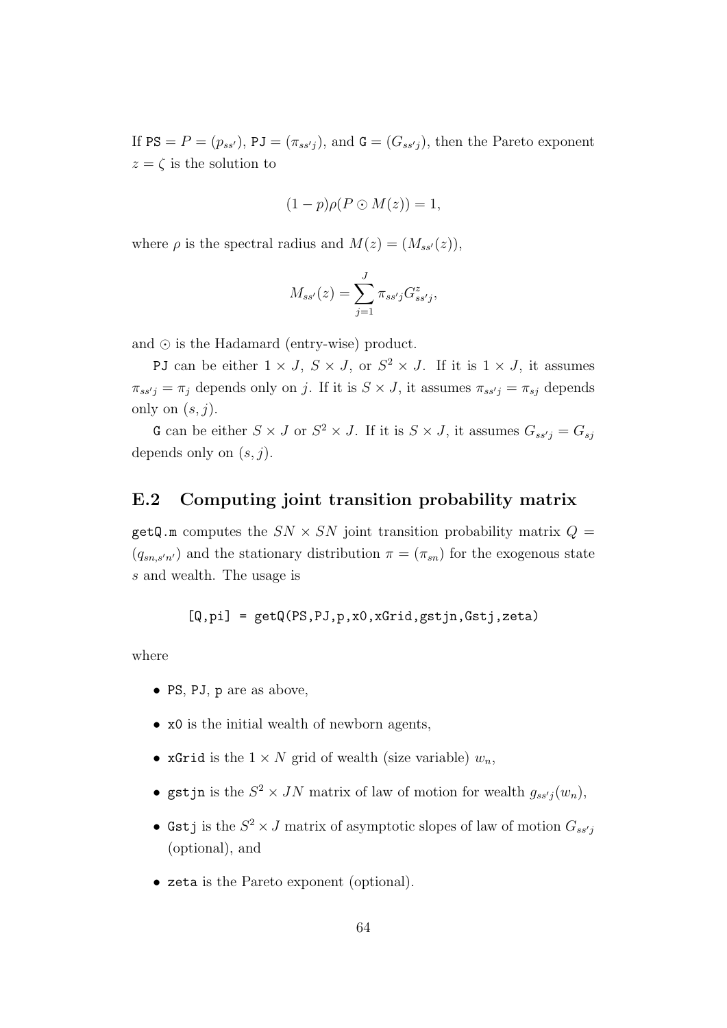If `PS` $= P = (p_{ss'})$, `PJ` $= (\pi_{ss'j})$, and `G` $= (G_{ss'j})$, then the Pareto exponent $z = \zeta$ is the solution to

$$(1-p)\rho(P \odot M(z)) = 1,$$

where $\rho$ is the spectral radius and $M(z) = (M_{ss'}(z))$,

$$M_{ss'}(z) = \sum_{j=1}^{J} \pi_{ss'j} G_{ss'j}^{z},$$

and $\odot$ is the Hadamard (entry-wise) product.

`PJ` can be either $1 \times J$, $S \times J$, or $S^2 \times J$. If it is $1 \times J$, it assumes $\pi_{ss'j} = \pi_j$ depends only on $j$. If it is $S \times J$, it assumes $\pi_{ss'j} = \pi_{sj}$ depends only on $(s, j)$.

`G` can be either $S \times J$ or $S^2 \times J$. If it is $S \times J$, it assumes $G_{ss'j} = G_{sj}$ depends only on $(s, j)$.

## E.2 Computing joint transition probability matrix

`getQ.m` computes the $SN \times SN$ joint transition probability matrix $Q = (q_{sn,s'n'})$ and the stationary distribution $\pi = (\pi_{sn})$ for the exogenous state $s$ and wealth. The usage is

```
[Q,pi] = getQ(PS,PJ,p,x0,xGrid,gstjn,Gstj,zeta)
```

where

- `PS`, `PJ`, `p` are as above,
- `x0` is the initial wealth of newborn agents,
- `xGrid` is the $1 \times N$ grid of wealth (size variable) $w_n$,
- `gstjn` is the $S^2 \times JN$ matrix of law of motion for wealth $g_{ss'j}(w_n)$,
- `Gstj` is the $S^2 \times J$ matrix of asymptotic slopes of law of motion $G_{ss'j}$ (optional), and
- `zeta` is the Pareto exponent (optional).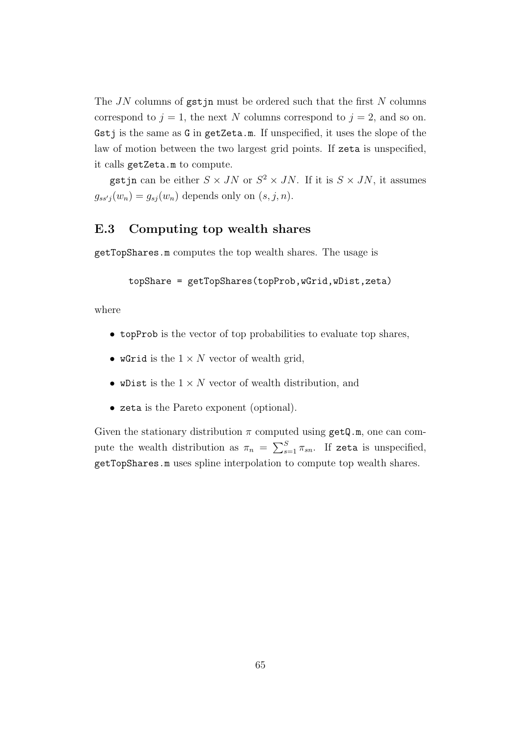The $JN$ columns of gstjn must be ordered such that the first $N$ columns correspond to $j = 1$, the next $N$ columns correspond to $j = 2$, and so on. Gstj is the same as G in getZeta.m. If unspecified, it uses the slope of the law of motion between the two largest grid points. If zeta is unspecified, it calls getZeta.m to compute.

gstjn can be either $S \times JN$ or $S^2 \times JN$. If it is $S \times JN$, it assumes $g_{ss'j}(w_n) = g_{sj}(w_n)$ depends only on $(s, j, n)$.

## E.3 Computing top wealth shares

getTopShares.m computes the top wealth shares. The usage is

```
topShare = getTopShares(topProb,wGrid,wDist,zeta)
```

where

- topProb is the vector of top probabilities to evaluate top shares,
- wGrid is the $1 \times N$ vector of wealth grid,
- wDist is the $1 \times N$ vector of wealth distribution, and
- zeta is the Pareto exponent (optional).

Given the stationary distribution $\pi$ computed using getQ.m, one can compute the wealth distribution as $\pi_n = \sum_{s=1}^{S} \pi_{sn}$. If zeta is unspecified, getTopShares.m uses spline interpolation to compute top wealth shares.